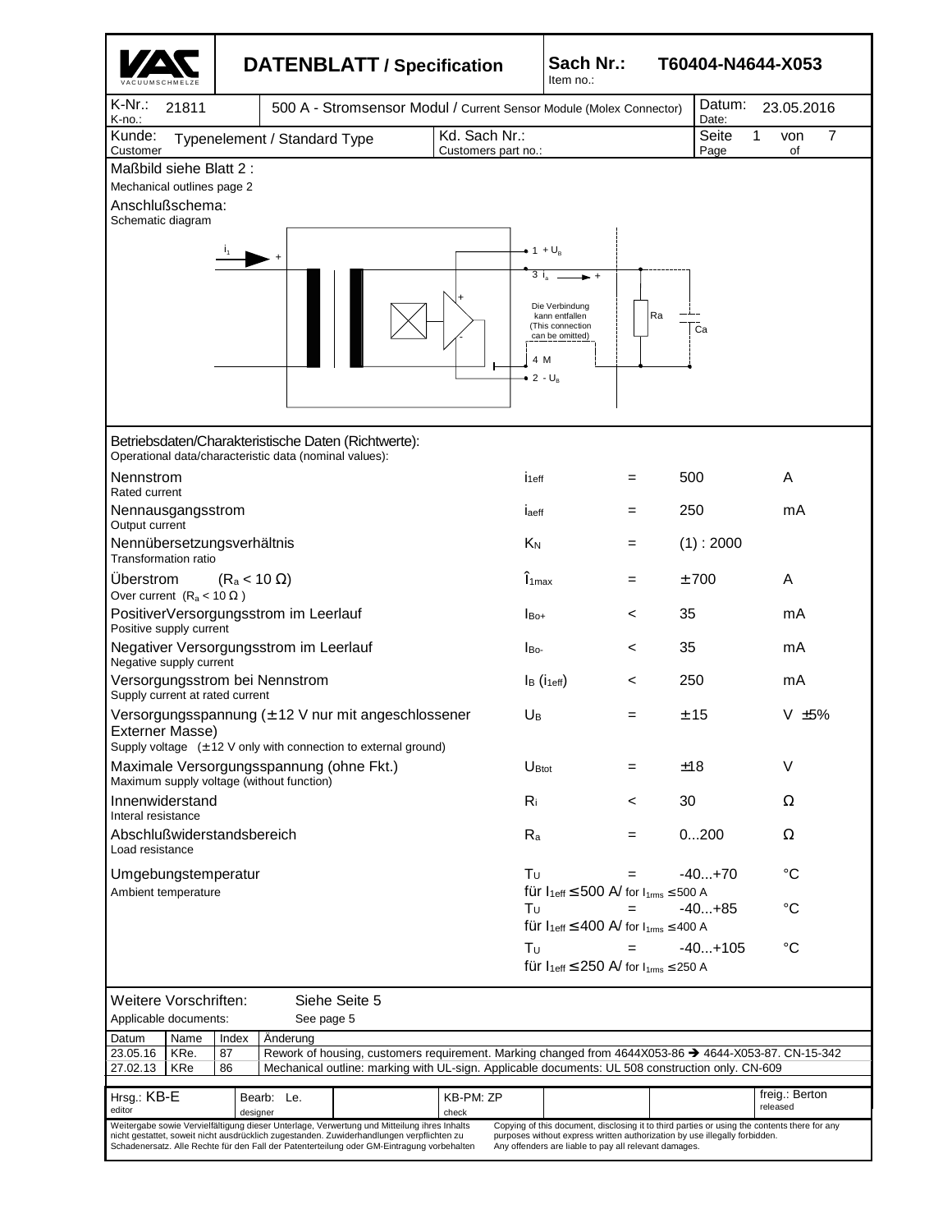# DATENBLATT / Specification

| | | | |
|---|---|---|---|
| Sach Nr.: / Item no.: | T60404-N4644-X053 | | |
| K-Nr.: / K-no.: 21811 | 500 A - Stromsensor Modul / Current Sensor Module (Molex Connector) | Datum: / Date: | 23.05.2016 |
| Kunde: / Customer: Typenelement / Standard Type | Kd. Sach Nr.: / Customers part no.: | Seite / Page | 1 von / of 7 |

Maßbild siehe Blatt 2 :
Mechanical outlines page 2

Anschlußschema:
Schematic diagram

$i_1$ + ; 1 + $U_B$ ; 3 $i_a$ + ; Die Verbindung kann entfallen (This connection can be omitted) ; Ra ; Ca ; 4 M ; 2 - $U_B$

Betriebsdaten/Charakteristische Daten (Richtwerte):
Operational data/characteristic data (nominal values):

| Parameter | Symbol | | Value | Unit |
|---|---|---|---|---|
| Nennstrom / Rated current | $I_{1eff}$ | = | 500 | A |
| Nennausgangsstrom / Output current | $I_{aeff}$ | = | 250 | mA |
| Nennübersetzungsverhältnis / Transformation ratio | $K_N$ | = | (1) : 2000 | |
| Überstrom ($R_a$ < 10 Ω) / Over current ($R_a$ < 10 Ω) | $\hat{I}_{1max}$ | = | ± 700 | A |
| PositiverVersorgungsstrom im Leerlauf / Positive supply current | $I_{Bo+}$ | < | 35 | mA |
| Negativer Versorgungsstrom im Leerlauf / Negative supply current | $I_{Bo-}$ | < | 35 | mA |
| Versorgungsstrom bei Nennstrom / Supply current at rated current | $I_B$ ($I_{1eff}$) | < | 250 | mA |
| Versorgungsspannung (± 12 V nur mit angeschlossener Externer Masse) / Supply voltage (± 12 V only with connection to external ground) | $U_B$ | = | ± 15 | V ±5% |
| Maximale Versorgungsspannung (ohne Fkt.) / Maximum supply voltage (without function) | $U_{Btot}$ | = | ±18 | V |
| Innenwiderstand / Interal resistance | $R_i$ | < | 30 | Ω |
| Abschlußwiderstandsbereich / Load resistance | $R_a$ | = | 0...200 | Ω |
| Umgebungstemperatur / Ambient temperature | $T_U$ für $I_{1eff}$ ≤ 500 A/ for $I_{1rms}$ ≤ 500 A | = | -40...+70 | °C |
| | $T_U$ für $I_{1eff}$ ≤ 400 A/ for $I_{1rms}$ ≤ 400 A | = | -40...+85 | °C |
| | $T_U$ für $I_{1eff}$ ≤ 250 A/ for $I_{1rms}$ ≤ 250 A | = | -40...+105 | °C |

Weitere Vorschriften: Siehe Seite 5
Applicable documents: See page 5

| Datum | Name | Index | Änderung |
|---|---|---|---|
| 23.05.16 | KRe. | 87 | Rework of housing, customers requirement. Marking changed from 4644X053-86 → 4644-X053-87. CN-15-342 |
| 27.02.13 | KRe | 86 | Mechanical outline: marking with UL-sign. Applicable documents: UL 508 construction only. CN-609 |

| Hrsg.: / editor | Bearb.: / designer | KB-PM: / check | freig.: / released |
|---|---|---|---|
| KB-E | Le. | ZP | Berton |

Weitergabe sowie Vervielfältigung dieser Unterlage, Verwertung und Mitteilung ihres Inhalts nicht gestattet, soweit nicht ausdrücklich zugestanden. Zuwiderhandlungen verpflichten zu Schadenersatz. Alle Rechte für den Fall der Patenterteilung oder GM-Eintragung vorbehalten

Copying of this document, disclosing it to third parties or using the contents there for any purposes without express written authorization by use illegally forbidden. Any offenders are liable to pay all relevant damages.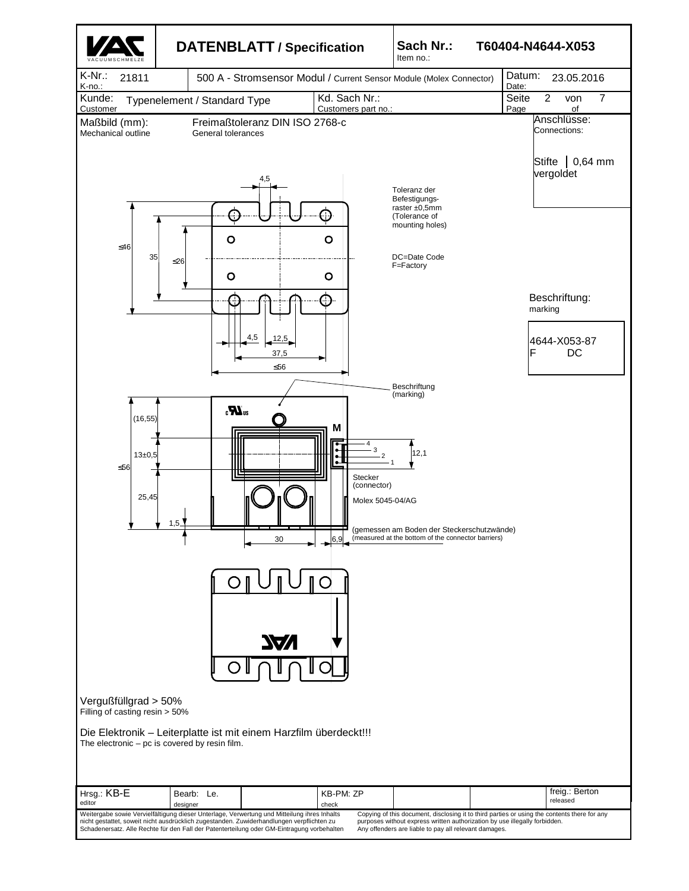| DATENBLATT / Specification | Sach Nr.: / Item no.: | T60404-N4644-X053 |
|---|---|---|
| K-Nr.: / K-no.: 21811 | 500 A - Stromsensor Modul / Current Sensor Module (Molex Connector) | Datum: / Date: 23.05.2016 |
| Kunde: / Customer: Typenelement / Standard Type | Kd. Sach Nr.: / Customers part no.: | Seite / Page 2 von / of 7 |

**Maßbild (mm):** Mechanical outline

**Freimaßtoleranz DIN ISO 2768-c** General tolerances

**Anschlüsse:** Connections:

Stifte │ 0,64 mm vergoldet

Toleranz der Befestigungs-raster ±0,5mm (Tolerance of mounting holes)

DC=Date Code
F=Factory

**Beschriftung:** marking

4644-X053-87
F DC

Beschriftung (marking)

Stecker (connector)

Molex 5045-04/AG

(gemessen am Boden der Steckerschutzwände)
(measured at the bottom of the connector barriers)

Dimensions: 4,5; ≤46; 35; ≤26; 4,5; 12,5; 37,5; ≤56; (16,55); 13±0,5; ≤56; 25,45; 1,5; 30; 6,9; 12,1; pins 1, 2, 3, 4

Vergußfüllgrad > 50%
Filling of casting resin > 50%

Die Elektronik – Leiterplatte ist mit einem Harzfilm überdeckt!!!
The electronic – pc is covered by resin film.

| Hrsg.: KB-E (editor) | Bearb: Le. (designer) | KB-PM: ZP (check) | freig.: Berton (released) |
|---|---|---|---|

Weitergabe sowie Vervielfältigung dieser Unterlage, Verwertung und Mitteilung ihres Inhalts nicht gestattet, soweit nicht ausdrücklich zugestanden. Zuwiderhandlungen verpflichten zu Schadenersatz. Alle Rechte für den Fall der Patenterteilung oder GM-Eintragung vorbehalten

Copying of this document, disclosing it to third parties or using the contents there for any purposes without express written authorization by use illegally forbidden. Any offenders are liable to pay all relevant damages.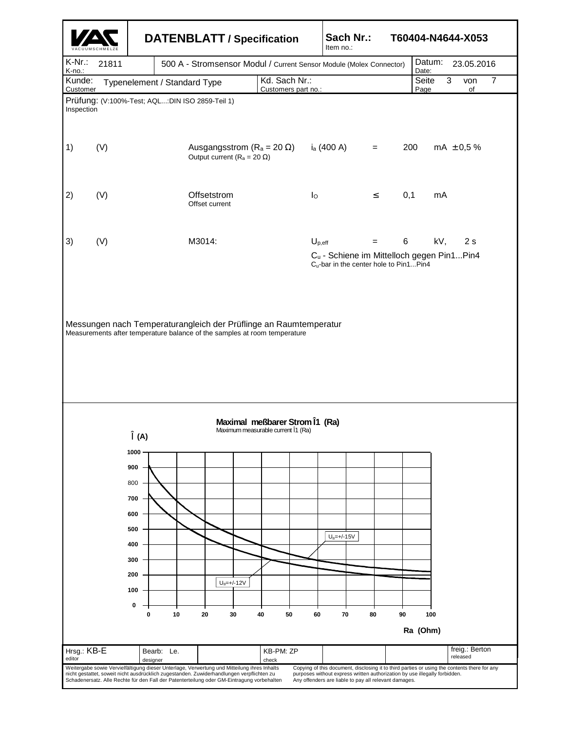| **VAC** VACUUMSCHMELZE | **DATENBLATT / Specification** | | **Sach Nr.:** Item no.: | **T60404-N4644-X053** |
|---|---|---|---|---|
| K-Nr.: K-no.: 21811 | 500 A - Stromsensor Modul / Current Sensor Module (Molex Connector) | | Datum: Date: | 23.05.2016 |
| Kunde: Customer | Typenelement / Standard Type | Kd. Sach Nr.: Customers part no.: | | |

Prüfung: (V:100%-Test; AQL...:DIN ISO 2859-Teil 1)
Inspection

1) (V) Ausgangsstrom ($R_a$ = 20 Ω) Output current ($R_a$ = 20 Ω) $i_a$ (400 A) = 200 mA ± 0,5 %

2) (V) Offsetstrom Offset current $I_O$ ≤ 0,1 mA

3) (V) M3014: $U_{p,eff}$ = 6 kV, 2 s
$C_u$ - Schiene im Mittelloch gegen Pin1...Pin4
$C_u$-bar in the center hole to Pin1...Pin4

Messungen nach Temperaturangleich der Prüflinge an Raumtemperatur
Measurements after temperature balance of the samples at room temperature

**Maximal meßbarer Strom Î1 (Ra)**
Maximum measurable current Î1 (Ra)

Î (A) vs. Ra (Ohm); curves: $U_B$=+/-15V, $U_a$=+/-12V

| Hrsg.: KB-E editor | Bearb: Le. designer | | KB-PM: ZP check | | | freig.: Berton released |
|---|---|---|---|---|---|---|

Weitergabe sowie Vervielfältigung dieser Unterlage, Verwertung und Mitteilung ihres Inhalts nicht gestattet, soweit nicht ausdrücklich zugestanden. Zuwiderhandlungen verpflichten zu Schadenersatz. Alle Rechte für den Fall der Patenterteilung oder GM-Eintragung vorbehalten

Copying of this document, disclosing it to third parties or using the contents there for any purposes without express written authorization by use illegally forbidden. Any offenders are liable to pay all relevant damages.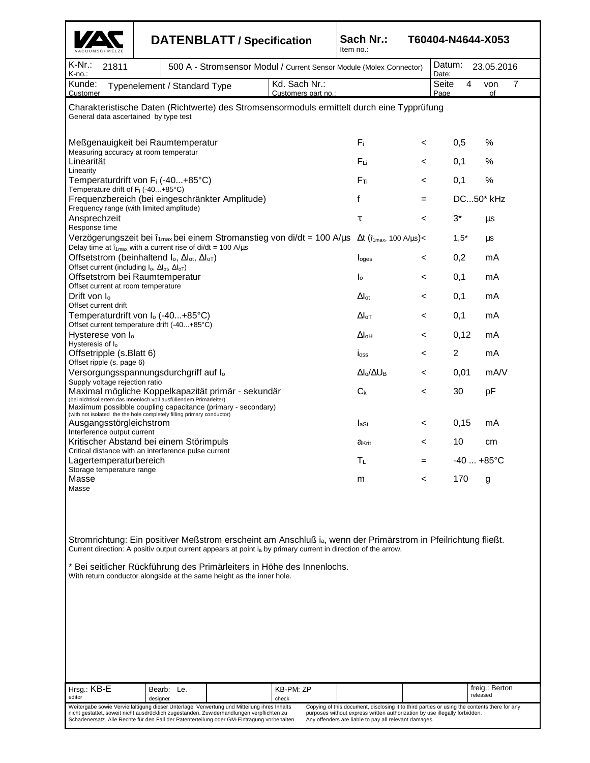| VACUUMSCHMELZE | DATENBLATT / Specification | | Sach Nr.: Item no.: | T60404-N4644-X053 | |
|---|---|---|---|---|---|
| K-Nr.: K-no.: 21811 | 500 A - Stromsensor Modul / Current Sensor Module (Molex Connector) | | | Datum: Date: | 23.05.2016 |
| Kunde: Customer | Typenelement / Standard Type | Kd. Sach Nr.: Customers part no.: | | Seite Page 4 | von of 7 |

## Charakteristische Daten (Richtwerte) des Stromsensormoduls ermittelt durch eine Typprüfung

General data ascertained by type test

| Parameter | Symbol | | Value | Unit |
|---|---|---|---|---|
| Meßgenauigkeit bei Raumtemperatur<br>Measuring accuracy at room temperatur | $F_i$ | < | 0,5 | % |
| Linearität<br>Linearity | $F_{Li}$ | < | 0,1 | % |
| Temperaturdrift von $F_i$ (-40...+85°C)<br>Temperature drift of $F_i$ (-40...+85°C) | $F_{Ti}$ | < | 0,1 | % |
| Frequenzbereich (bei eingeschränkter Amplitude)<br>Frequency range (with limited amplitude) | f | = | DC...50* | kHz |
| Ansprechzeit<br>Response time | $\tau$ | < | 3* | µs |
| Verzögerungszeit bei $\hat{\imath}_{1max}$ bei einem Stromanstieg von di/dt = 100 A/µs<br>Delay time at $\hat{\imath}_{1max}$ with a current rise of di/dt = 100 A/µs | $\Delta t$ ($\hat{\imath}_{1max}$, 100 A/µs) | < | 1,5* | µs |
| Offsetstrom (beinhaltend $I_o$, $\Delta I_{ot}$, $\Delta I_{oT}$)<br>Offset current (including $I_o$, $\Delta I_{ot}$, $\Delta I_{oT}$) | $I_{oges}$ | < | 0,2 | mA |
| Offsetstrom bei Raumtemperatur<br>Offset current at room temperature | $I_o$ | < | 0,1 | mA |
| Drift von $I_o$<br>Offset current drift | $\Delta I_{ot}$ | < | 0,1 | mA |
| Temperaturdrift von $I_o$ (-40...+85°C)<br>Offset current temperature drift (-40...+85°C) | $\Delta I_{oT}$ | < | 0,1 | mA |
| Hysterese von $I_o$<br>Hysteresis of $I_o$ | $\Delta I_{oH}$ | < | 0,12 | mA |
| Offsetripple (s.Blatt 6)<br>Offset ripple (s. page 6) | $i_{oss}$ | < | 2 | mA |
| Versorgungsspannungsdurchgriff auf $I_o$<br>Supply voltage rejection ratio | $\Delta I_o/\Delta U_B$ | < | 0,01 | mA/V |
| Maximal mögliche Koppelkapazität primär - sekundär<br>(bei nichtisoliertem das Innenloch voll ausfüllendem Primärleiter)<br>Maxiimum possibble coupling capacitance (primary - secondary)<br>(with not isolated the the hole completely filling primary conductor) | $C_k$ | < | 30 | pF |
| Ausgangsstörgleichstrom<br>Interference output current | $I_{aSt}$ | < | 0,15 | mA |
| Kritischer Abstand bei einem Störimpuls<br>Critical distance with an interference pulse current | $a_{Krit}$ | < | 10 | cm |
| Lagertemperaturbereich<br>Storage temperature range | $T_L$ | = | -40 ... +85°C | |
| Masse<br>Masse | m | < | 170 | g |

Stromrichtung: Ein positiver Meßstrom erscheint am Anschluß $i_a$, wenn der Primärstrom in Pfeilrichtung fließt.
Current direction: A positiv output current appears at point $i_a$ by primary current in direction of the arrow.

\* Bei seitlicher Rückführung des Primärleiters in Höhe des Innenlochs.
With return conductor alongside at the same height as the inner hole.

| Hrsg.: KB-E editor | Bearb.: Le. designer | | KB-PM: ZP check | | | freig.: Berton released |
|---|---|---|---|---|---|---|

Weitergabe sowie Vervielfältigung dieser Unterlage, Verwertung und Mitteilung ihres Inhalts nicht gestattet, soweit nicht ausdrücklich zugestanden. Zuwiderhandlungen verpflichten zu Schadenersatz. Alle Rechte für den Fall der Patenterteilung oder GM-Eintragung vorbehalten

Copying of this document, disclosing it to third parties or using the contents there for any purposes without express written authorization by use illegally forbidden. Any offenders are liable to pay all relevant damages.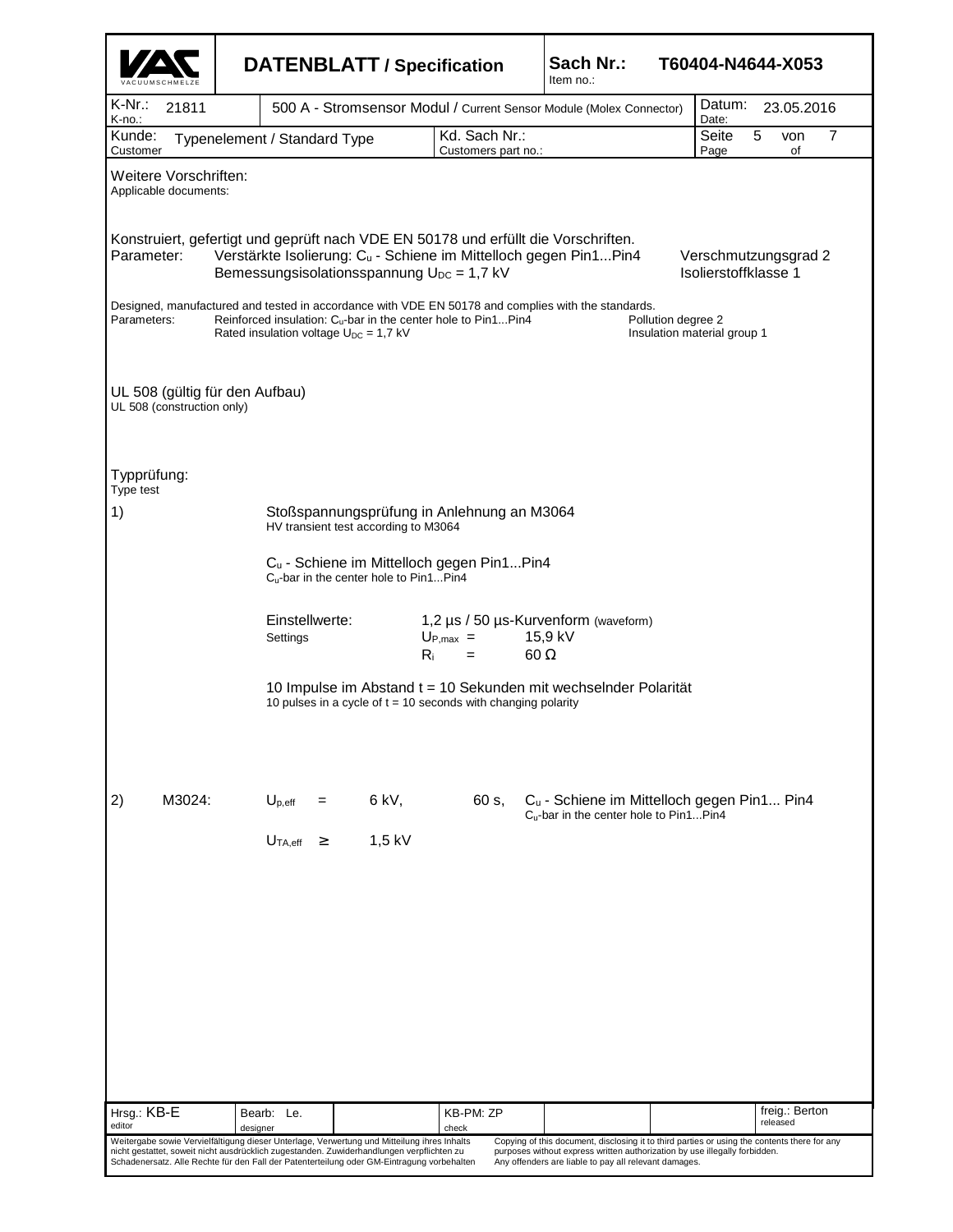| VACUUMSCHMELZE | **DATENBLATT / Specification** | **Sach Nr.:** Item no.: | **T60404-N4644-X053** |
|---|---|---|---|
| K-Nr.: K-no.: 21811 | 500 A - Stromsensor Modul / Current Sensor Module (Molex Connector) | Datum: Date: | 23.05.2016 |
| Kunde: Customer: Typenelement / Standard Type | Kd. Sach Nr.: Customers part no.: | Seite Page | 5 von of 7 |

Weitere Vorschriften:
Applicable documents:

Konstruiert, gefertigt und geprüft nach VDE EN 50178 und erfüllt die Vorschriften.

Parameter: Verstärkte Isolierung: $C_u$ - Schiene im Mittelloch gegen Pin1...Pin4 — Verschmutzungsgrad 2
Bemessungsisolationsspannung $U_{DC}$ = 1,7 kV — Isolierstoffklasse 1

Designed, manufactured and tested in accordance with VDE EN 50178 and complies with the standards.

Parameters: Reinforced insulation: $C_u$-bar in the center hole to Pin1...Pin4 — Pollution degree 2
Rated insulation voltage $U_{DC}$ = 1,7 kV — Insulation material group 1

UL 508 (gültig für den Aufbau)
UL 508 (construction only)

Typprüfung:
Type test

1) Stoßspannungsprüfung in Anlehnung an M3064
HV transient test according to M3064

$C_u$ - Schiene im Mittelloch gegen Pin1...Pin4
$C_u$-bar in the center hole to Pin1...Pin4

Einstellwerte: 1,2 µs / 50 µs-Kurvenform (waveform)
Settings
$U_{P,max}$ = 15,9 kV
$R_i$ = 60 Ω

10 Impulse im Abstand t = 10 Sekunden mit wechselnder Polarität
10 pulses in a cycle of t = 10 seconds with changing polarity

2) M3024: $U_{p,eff}$ = 6 kV, 60 s, $C_u$ - Schiene im Mittelloch gegen Pin1... Pin4
$C_u$-bar in the center hole to Pin1...Pin4

$U_{TA,eff}$ ≥ 1,5 kV

| Hrsg.: KB-E editor | Bearb.: Le. designer | KB-PM: ZP check | freig.: Berton released |
|---|---|---|---|

Weitergabe sowie Vervielfältigung dieser Unterlage, Verwertung und Mitteilung ihres Inhalts nicht gestattet, soweit nicht ausdrücklich zugestanden. Zuwiderhandlungen verpflichten zu Schadenersatz. Alle Rechte für den Fall der Patenterteilung oder GM-Eintragung vorbehalten

Copying of this document, disclosing it to third parties or using the contents there for any purposes without express written authorization by use illegally forbidden. Any offenders are liable to pay all relevant damages.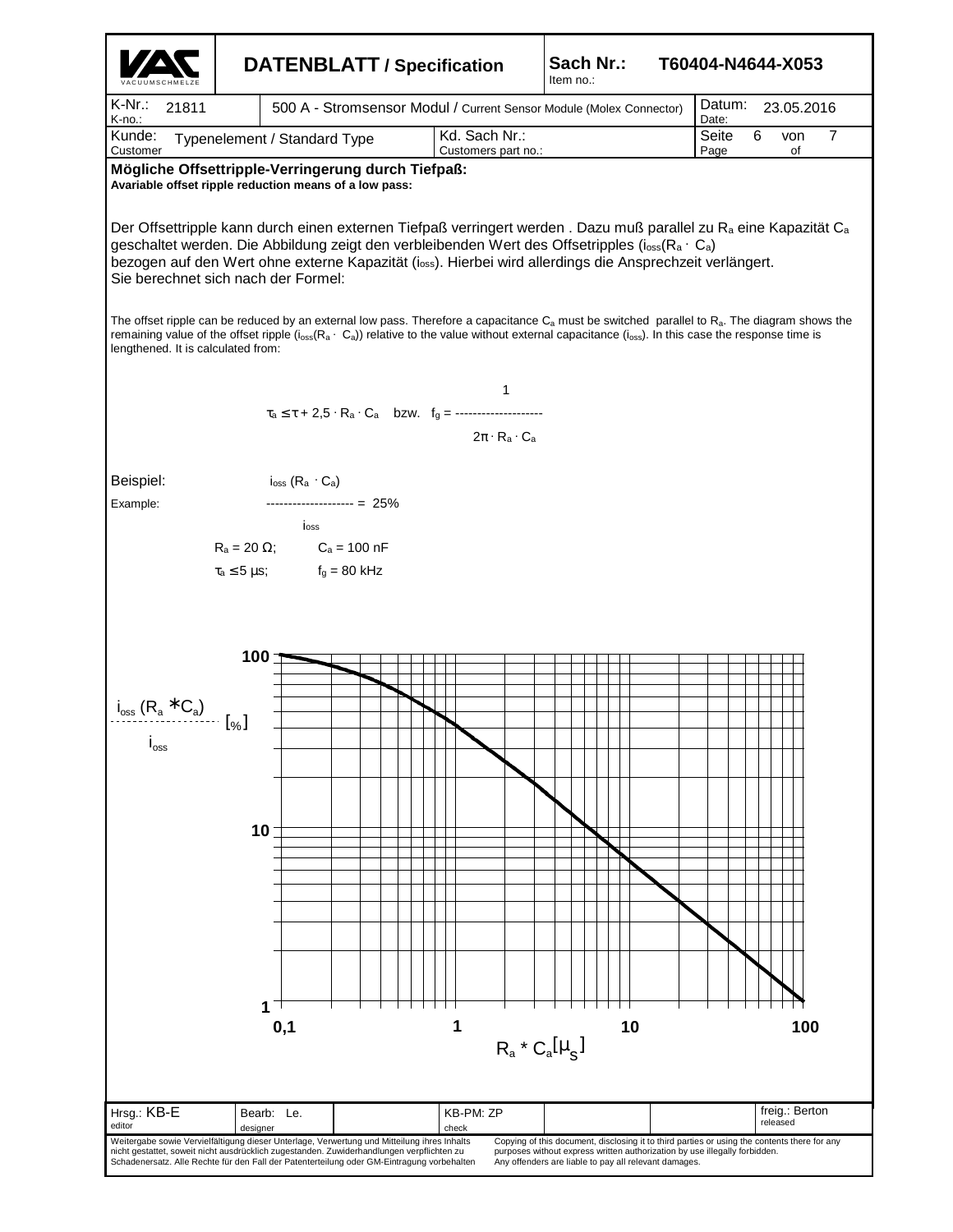## Mögliche Offsettripple-Verringerung durch Tiefpaß:

**Avariable offset ripple reduction means of a low pass:**

Der Offsettripple kann durch einen externen Tiefpaß verringert werden . Dazu muß parallel zu $R_a$ eine Kapazität $C_a$ geschaltet werden. Die Abbildung zeigt den verbleibenden Wert des Offsetripples ($i_{oss}(R_a \cdot C_a)$ bezogen auf den Wert ohne externe Kapazität ($i_{oss}$). Hierbei wird allerdings die Ansprechzeit verlängert. Sie berechnet sich nach der Formel:

The offset ripple can be reduced by an external low pass. Therefore a capacitance $C_a$ must be switched parallel to $R_a$. The diagram shows the remaining value of the offset ripple ($i_{oss}(R_a \cdot C_a)$) relative to the value without external capacitance ($i_{oss}$). In this case the response time is lengthened. It is calculated from:

$$\tau_a \leq \tau + 2{,}5 \cdot R_a \cdot C_a \quad \text{bzw.} \quad f_g = \frac{1}{2\pi \cdot R_a \cdot C_a}$$

Beispiel:
Example:

$$\frac{i_{oss}(R_a \cdot C_a)}{i_{oss}} = 25\%$$

$R_a = 20\ \Omega$; $C_a = 100$ nF

$\tau_a \leq 5\ \mu s$; $f_g = 80$ kHz

$\frac{i_{oss}(R_a * C_a)}{i_{oss}}$ [%]

$R_a * C_a$ [µs]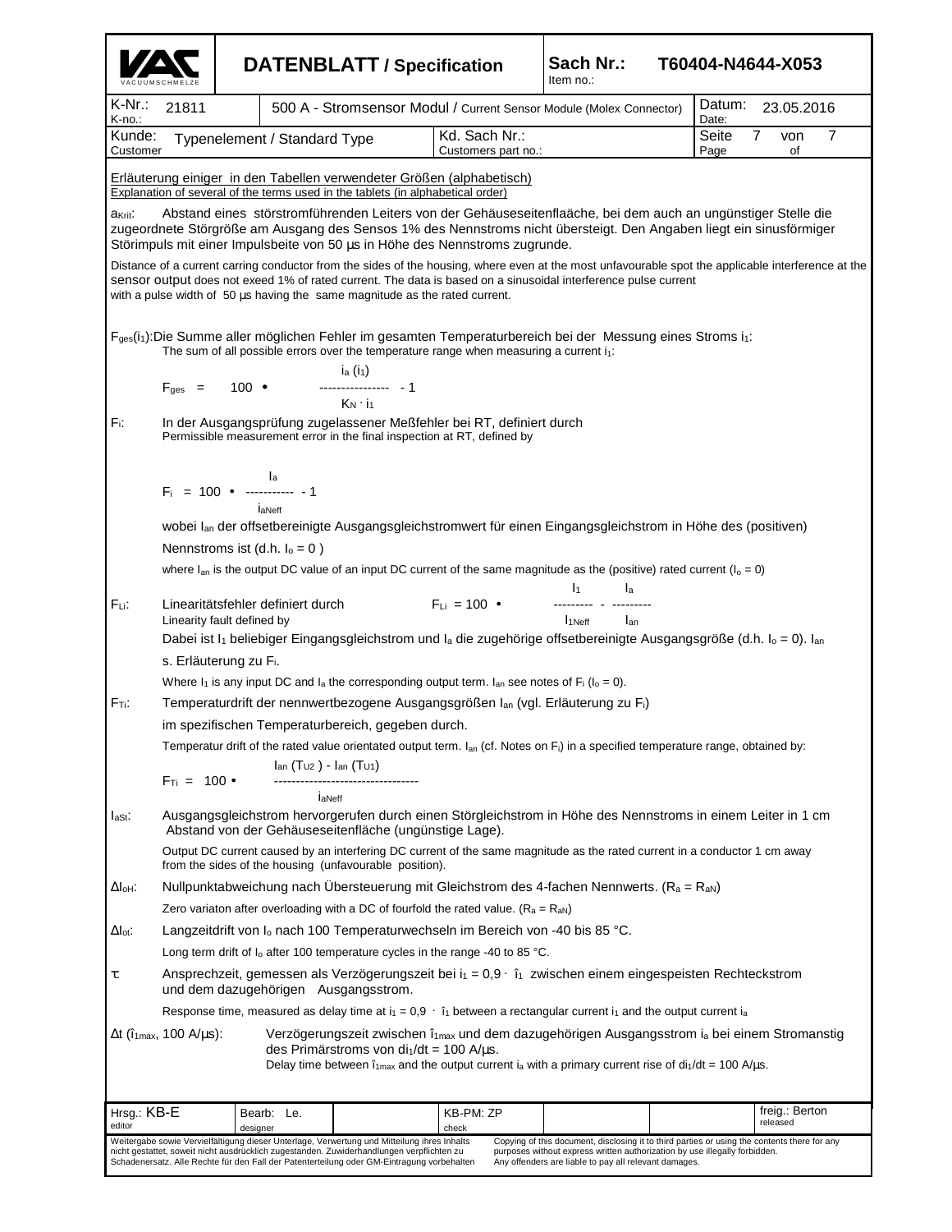| DATENBLATT / Specification | Sach Nr.: Item no.: | T60404-N4644-X053 |
| --- | --- | --- |

| K-Nr.: K-no.: 21811 | 500 A - Stromsensor Modul / Current Sensor Module (Molex Connector) | Datum: Date: 23.05.2016 |
| --- | --- | --- |
| Kunde: Customer: Typenelement / Standard Type | Kd. Sach Nr.: Customers part no.: | Seite 7 von 7 Page of |

Erläuterung einiger in den Tabellen verwendeter Größen (alphabetisch)
Explanation of several of the terms used in the tablets (in alphabetical order)

$a_{Krit}$: Abstand eines störstromführenden Leiters von der Gehäuseseitenflaäche, bei dem auch an ungünstiger Stelle die zugeordnete Störgröße am Ausgang des Sensos 1% des Nennstroms nicht übersteigt. Den Angaben liegt ein sinusförmiger Störimpuls mit einer Impulsbeite von 50 µs in Höhe des Nennstroms zugrunde.

Distance of a current carring conductor from the sides of the housing, where even at the most unfavourable spot the applicable interference at the sensor output does not exeed 1% of rated current. The data is based on a sinusoidal interference pulse current with a pulse width of 50 µs having the same magnitude as the rated current.

$F_{ges}(i_1)$: Die Summe aller möglichen Fehler im gesamten Temperaturbereich bei der Messung eines Stroms $i_1$:
The sum of all possible errors over the temperature range when measuring a current $i_1$:

$$F_{ges} = 100 \cdot \frac{i_a(i_1)}{K_N \cdot i_1} - 1$$

$F_i$: In der Ausgangsprüfung zugelassener Meßfehler bei RT, definiert durch
Permissible measurement error in the final inspection at RT, defined by

$$F_i = 100 \cdot \frac{I_a}{i_{aNeff}} - 1$$

wobei $I_{an}$ der offsetbereinigte Ausgangsgleichstromwert für einen Eingangsgleichstrom in Höhe des (positiven) Nennstroms ist (d.h. $I_o = 0$ )

where $I_{an}$ is the output DC value of an input DC current of the same magnitude as the (positive) rated current ($I_o = 0$)

$F_{Li}$: Linearitätsfehler definiert durch / Linearity fault defined by

$$F_{Li} = 100 \cdot \left( \frac{I_1}{I_{1Neff}} - \frac{I_a}{I_{an}} \right)$$

Dabei ist $I_1$ beliebiger Eingangsgleichstrom und $I_a$ die zugehörige offsetbereinigte Ausgangsgröße (d.h. $I_o = 0$). $I_{an}$ s. Erläuterung zu $F_i$.

Where $I_1$ is any input DC and $I_a$ the corresponding output term. $I_{an}$ see notes of $F_i$ ($I_o = 0$).

$F_{Ti}$: Temperaturdrift der nennwertbezogene Ausgangsgrößen $I_{an}$ (vgl. Erläuterung zu $F_i$) im spezifischen Temperaturbereich, gegeben durch.

Temperatur drift of the rated value orientated output term. $I_{an}$ (cf. Notes on $F_i$) in a specified temperature range, obtained by:

$$F_{Ti} = 100 \cdot \frac{I_{an}(T_{U2}) - I_{an}(T_{U1})}{i_{aNeff}}$$

$I_{aSt}$: Ausgangsgleichstrom hervorgerufen durch einen Störgleichstrom in Höhe des Nennstroms in einem Leiter in 1 cm Abstand von der Gehäuseseitenfläche (ungünstige Lage).

Output DC current caused by an interfering DC current of the same magnitude as the rated current in a conductor 1 cm away from the sides of the housing (unfavourable position).

$\Delta I_{oH}$: Nullpunktabweichung nach Übersteuerung mit Gleichstrom des 4-fachen Nennwerts. ($R_a = R_{aN}$)

Zero variaton after overloading with a DC of fourfold the rated value. ($R_a = R_{aN}$)

$\Delta I_{ot}$: Langzeitdrift von $I_o$ nach 100 Temperaturwechseln im Bereich von -40 bis 85 °C.

Long term drift of $I_o$ after 100 temperature cycles in the range -40 to 85 °C.

$\tau$: Ansprechzeit, gemessen als Verzögerungszeit bei $i_1 = 0{,}9 \cdot \hat{\imath}_1$ zwischen einem eingespeisten Rechteckstrom und dem dazugehörigen Ausgangsstrom.

Response time, measured as delay time at $i_1 = 0{,}9 \cdot \hat{\imath}_1$ between a rectangular current $i_1$ and the output current $i_a$

$\Delta t$ ($\hat{\imath}_{1max}$, 100 A/µs): Verzögerungszeit zwischen $\hat{\imath}_{1max}$ und dem dazugehörigen Ausgangsstrom $i_a$ bei einem Stromanstig des Primärstroms von $di_1/dt = 100$ A/µs.
Delay time between $\hat{\imath}_{1max}$ and the output current $i_a$ with a primary current rise of $di_1/dt = 100$ A/µs.

| Hrsg.: KB-E editor | Bearb: Le. designer | KB-PM: ZP check | freig.: Berton released |
| --- | --- | --- | --- |

Weitergabe sowie Vervielfältigung dieser Unterlage, Verwertung und Mitteilung ihres Inhalts nicht gestattet, soweit nicht ausdrücklich zugestanden. Zuwiderhandlungen verpflichten zu Schadenersatz. Alle Rechte für den Fall der Patenterteilung oder GM-Eintragung vorbehalten

Copying of this document, disclosing it to third parties or using the contents there for any purposes without express written authorization by use illegally forbidden. Any offenders are liable to pay all relevant damages.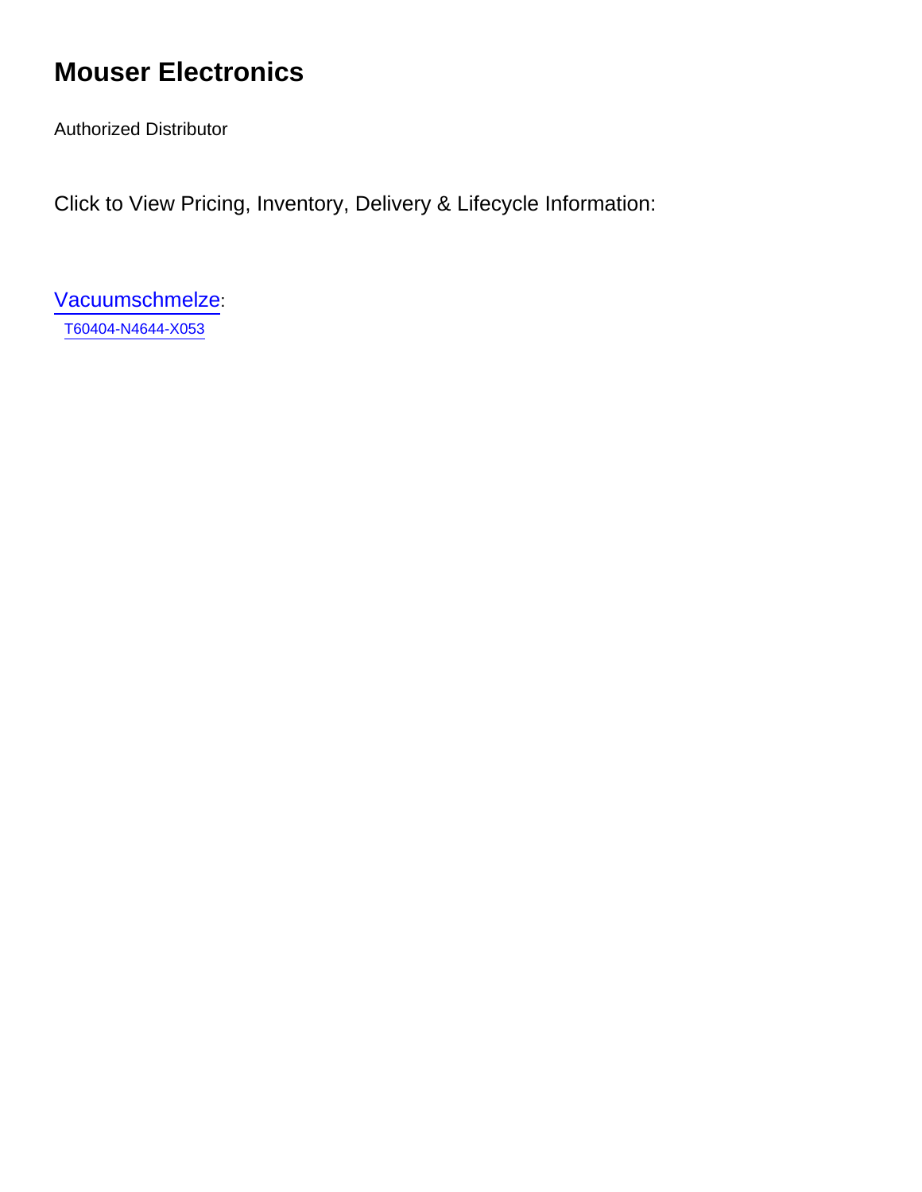# Mouser Electronics

Authorized Distributor

Click to View Pricing, Inventory, Delivery & Lifecycle Information:

Vacuumschmelze:

T60404-N4644-X053